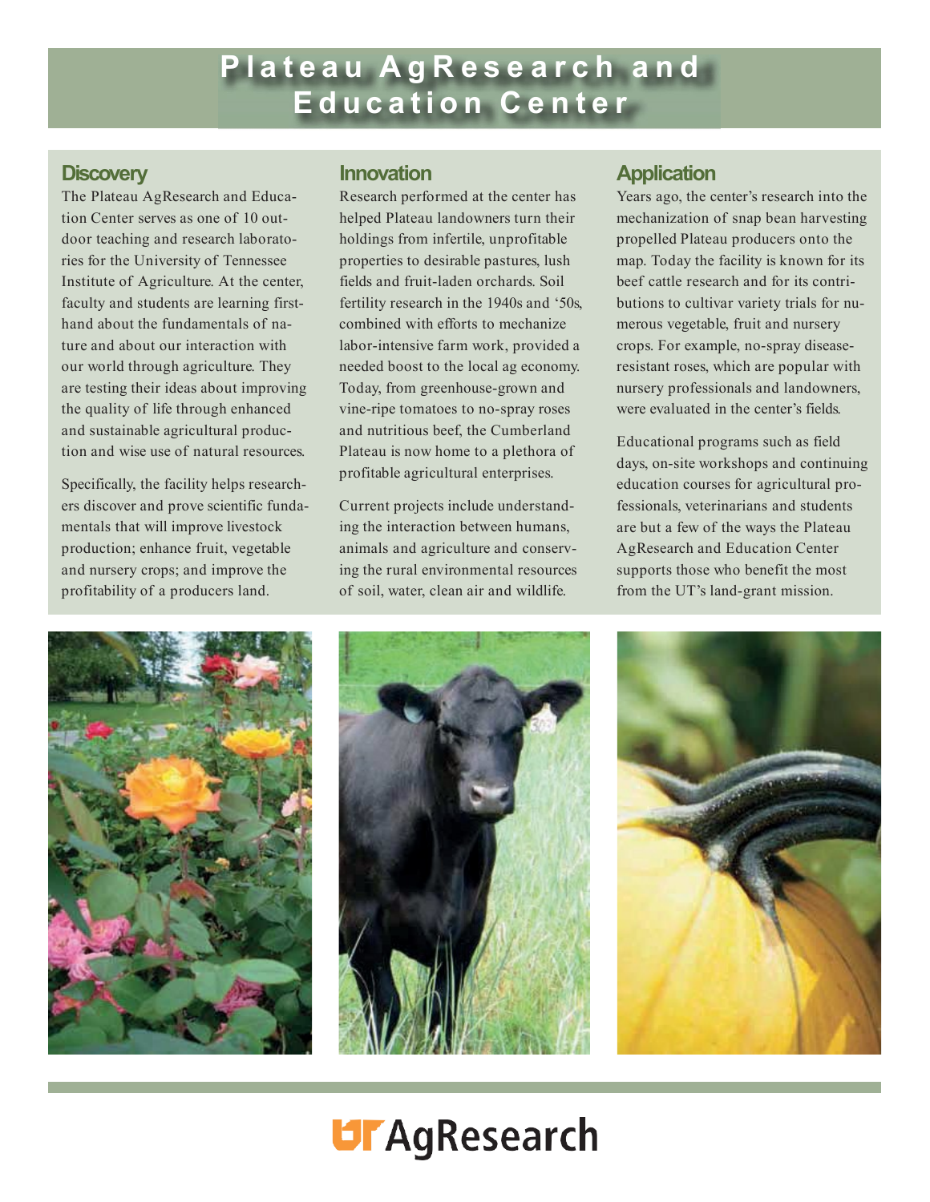# Plateau AgResearch and Education Center

## Discovery

The Plateau AgResearch and Education Center serves as one of 10 outdoor teaching and research laboratories for the University of Tennessee Institute of Agriculture. At the center, faculty and students are learning firsthand about the fundamentals of nature and about our interaction with our world through agriculture. They are testing their ideas about improving the quality of life through enhanced and sustainable agricultural production and wise use of natural resources.

Specifically, the facility helps researchers discover and prove scientific fundamentals that will improve livestock production; enhance fruit, vegetable and nursery crops; and improve the profitability of a producers land.

## Innovation

Research performed at the center has helped Plateau landowners turn their holdings from infertile, unprofitable properties to desirable pastures, lush fields and fruit-laden orchards. Soil fertility research in the 1940s and '50s, combined with efforts to mechanize labor-intensive farm work, provided a needed boost to the local ag economy. Today, from greenhouse-grown and vine-ripe tomatoes to no-spray roses and nutritious beef, the Cumberland Plateau is now home to a plethora of profitable agricultural enterprises.

Current projects include understanding the interaction between humans, animals and agriculture and conserving the rural environmental resources of soil, water, clean air and wildlife.

## Application

Years ago, the center's research into the mechanization of snap bean harvesting propelled Plateau producers onto the map. Today the facility is known for its beef cattle research and for its contributions to cultivar variety trials for numerous vegetable, fruit and nursery crops. For example, no-spray disease-resistant roses, which are popular with nursery professionals and landowners, were evaluated in the center's fields.

Educational programs such as field days, on-site workshops and continuing education courses for agricultural professionals, veterinarians and students are but a few of the ways the Plateau AgResearch and Education Center supports those who benefit the most from the UT's land-grant mission.

UT AgResearch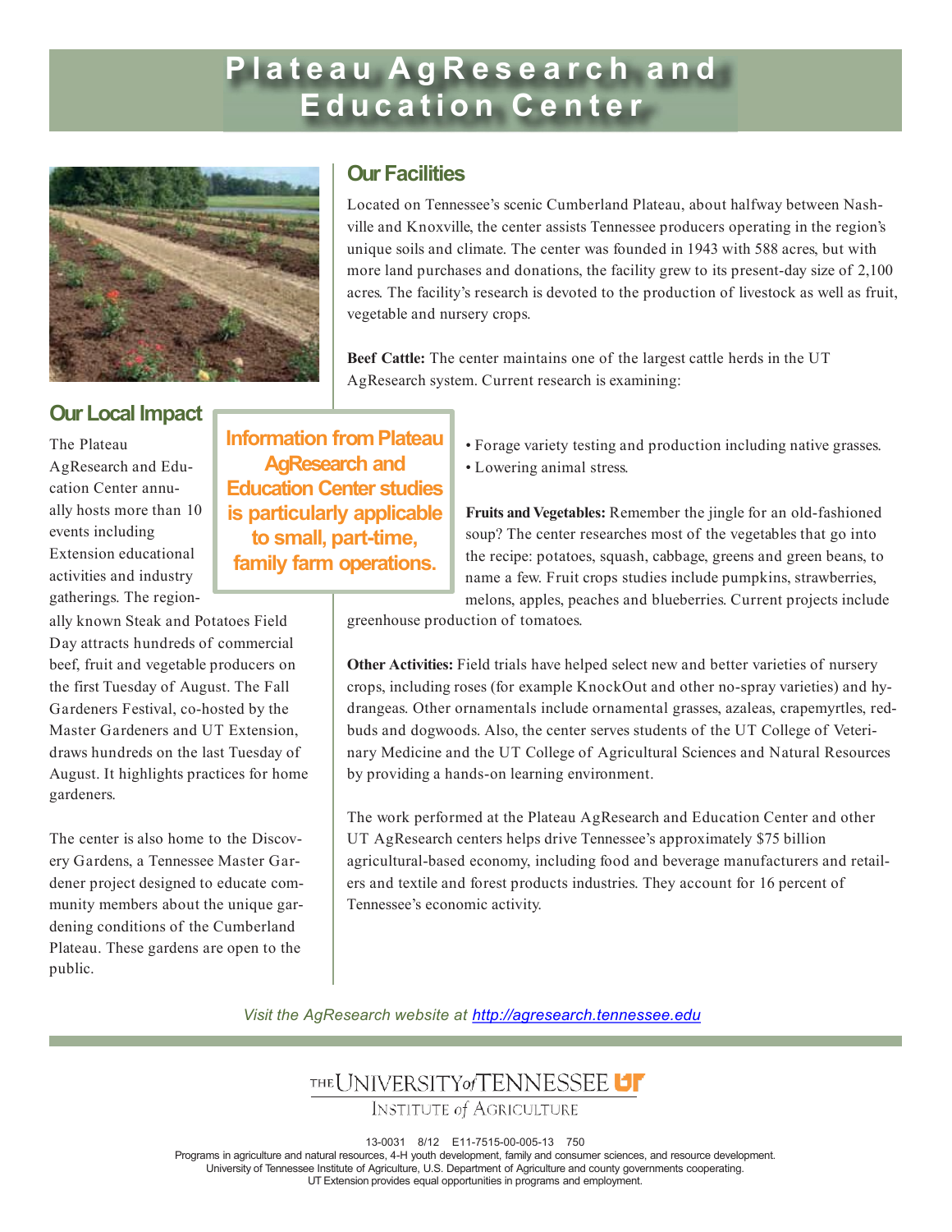# Plateau AgResearch and Education Center

## Our Facilities

Located on Tennessee's scenic Cumberland Plateau, about halfway between Nashville and Knoxville, the center assists Tennessee producers operating in the region's unique soils and climate. The center was founded in 1943 with 588 acres, but with more land purchases and donations, the facility grew to its present-day size of 2,100 acres. The facility's research is devoted to the production of livestock as well as fruit, vegetable and nursery crops.

**Beef Cattle:** The center maintains one of the largest cattle herds in the UT AgResearch system. Current research is examining:

- Forage variety testing and production including native grasses.
- Lowering animal stress.

**Fruits and Vegetables:** Remember the jingle for an old-fashioned soup? The center researches most of the vegetables that go into the recipe: potatoes, squash, cabbage, greens and green beans, to name a few. Fruit crops studies include pumpkins, strawberries, melons, apples, peaches and blueberries. Current projects include greenhouse production of tomatoes.

**Other Activities:** Field trials have helped select new and better varieties of nursery crops, including roses (for example KnockOut and other no-spray varieties) and hydrangeas. Other ornamentals include ornamental grasses, azaleas, crapemyrtles, redbuds and dogwoods. Also, the center serves students of the UT College of Veterinary Medicine and the UT College of Agricultural Sciences and Natural Resources by providing a hands-on learning environment.

The work performed at the Plateau AgResearch and Education Center and other UT AgResearch centers helps drive Tennessee's approximately $75 billion agricultural-based economy, including food and beverage manufacturers and retailers and textile and forest products industries. They account for 16 percent of Tennessee's economic activity.

## Our Local Impact

The Plateau AgResearch and Education Center annually hosts more than 10 events including Extension educational activities and industry gatherings. The regionally known Steak and Potatoes Field Day attracts hundreds of commercial beef, fruit and vegetable producers on the first Tuesday of August. The Fall Gardeners Festival, co-hosted by the Master Gardeners and UT Extension, draws hundreds on the last Tuesday of August. It highlights practices for home gardeners.

The center is also home to the Discovery Gardens, a Tennessee Master Gardener project designed to educate community members about the unique gardening conditions of the Cumberland Plateau. These gardens are open to the public.

**Information from Plateau AgResearch and Education Center studies is particularly applicable to small, part-time, family farm operations.**

*Visit the AgResearch website at http://agresearch.tennessee.edu*

THE UNIVERSITY of TENNESSEE UT
INSTITUTE of AGRICULTURE

13-0031 8/12 E11-7515-00-005-13 750
Programs in agriculture and natural resources, 4-H youth development, family and consumer sciences, and resource development.
University of Tennessee Institute of Agriculture, U.S. Department of Agriculture and county governments cooperating.
UT Extension provides equal opportunities in programs and employment.